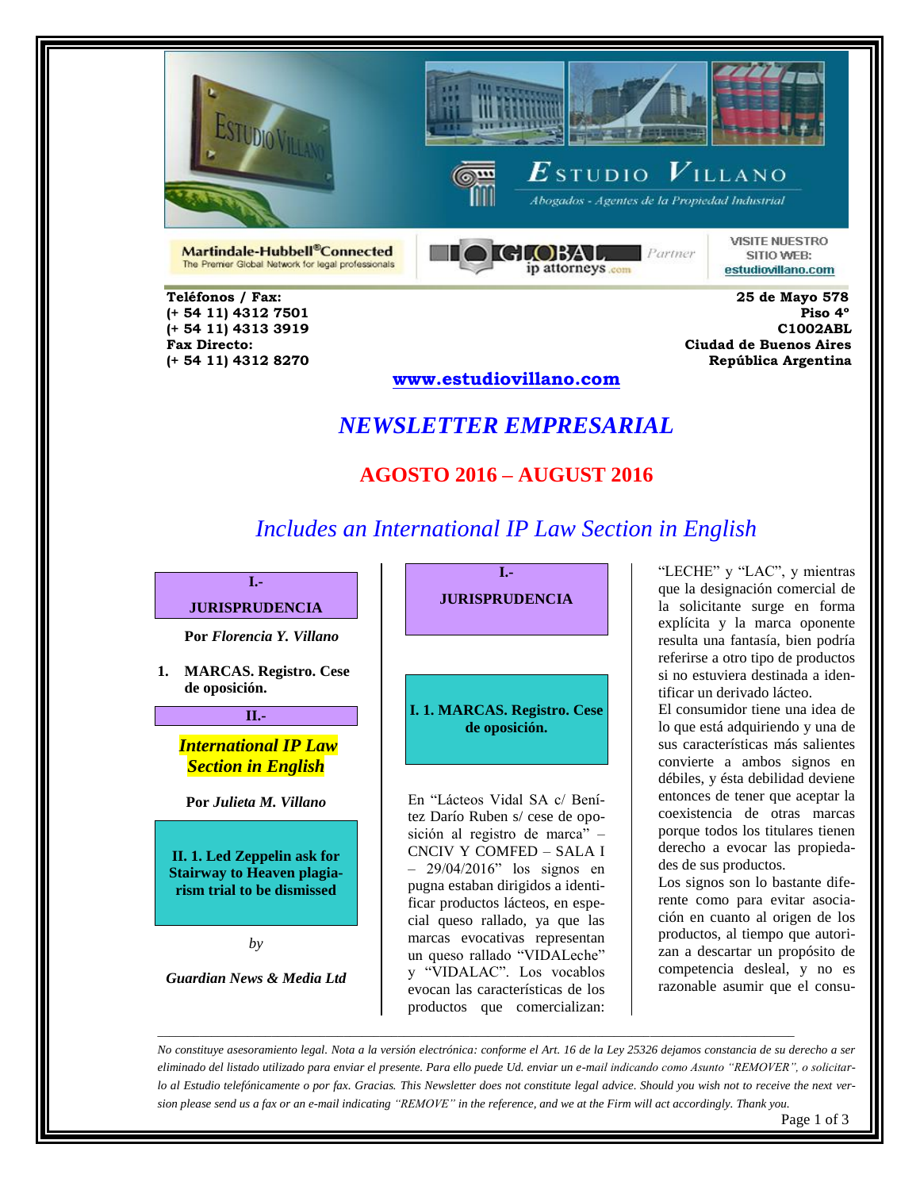**ESTUDIO VILLANO**

*Abogados - Agentes de la Propiedad Industrial*

Martindale-Hubbell® Connected — The Premier Global Network for legal professionals

GLOBAL ip attorneys .com — Partner

VISITE NUESTRO SITIO WEB: estudiovillano.com

**Teléfonos / Fax:**
**(+ 54 11) 4312 7501**
**(+ 54 11) 4313 3919**
**Fax Directo:**
**(+ 54 11) 4312 8270**

**25 de Mayo 578**
**Piso 4º**
**C1002ABL**
**Ciudad de Buenos Aires**
**República Argentina**

**www.estudiovillano.com**

# *NEWSLETTER EMPRESARIAL*

## AGOSTO 2016 – AUGUST 2016

### *Includes an International IP Law Section in English*

**I.- JURISPRUDENCIA**

**Por *Florencia Y. Villano***

1. **MARCAS. Registro. Cese de oposición.**

**II.-**

***International IP Law Section in English***

**Por *Julieta M. Villano***

**II. 1. Led Zeppelin ask for Stairway to Heaven plagiarism trial to be dismissed**

*by*

***Guardian News & Media Ltd***

## I.- JURISPRUDENCIA

### I. 1. MARCAS. Registro. Cese de oposición.

En "Lácteos Vidal SA c/ Benítez Darío Ruben s/ cese de oposición al registro de marca" – CNCIV Y COMFED – SALA I – 29/04/2016" los signos en pugna estaban dirigidos a identificar productos lácteos, en especial queso rallado, ya que las marcas evocativas representan un queso rallado "VIDALeche" y "VIDALAC". Los vocablos evocan las características de los productos que comercializan: "LECHE" y "LAC", y mientras que la designación comercial de la solicitante surge en forma explícita y la marca oponente resulta una fantasía, bien podría referirse a otro tipo de productos si no estuviera destinada a identificar un derivado lácteo.

El consumidor tiene una idea de lo que está adquiriendo y una de sus características más salientes convierte a ambos signos en débiles, y ésta debilidad deviene entonces de tener que aceptar la coexistencia de otras marcas porque todos los titulares tienen derecho a evocar las propiedades de sus productos.

Los signos son lo bastante diferente como para evitar asociación en cuanto al origen de los productos, al tiempo que autorizan a descartar un propósito de competencia desleal, y no es razonable asumir que el consu-

---

*No constituye asesoramiento legal. Nota a la versión electrónica: conforme el Art. 16 de la Ley 25326 dejamos constancia de su derecho a ser eliminado del listado utilizado para enviar el presente. Para ello puede Ud. enviar un e-mail indicando como Asunto "REMOVER", o solicitarlo al Estudio telefónicamente o por fax. Gracias. This Newsletter does not constitute legal advice. Should you wish not to receive the next version please send us a fax or an e-mail indicating "REMOVE" in the reference, and we at the Firm will act accordingly. Thank you.*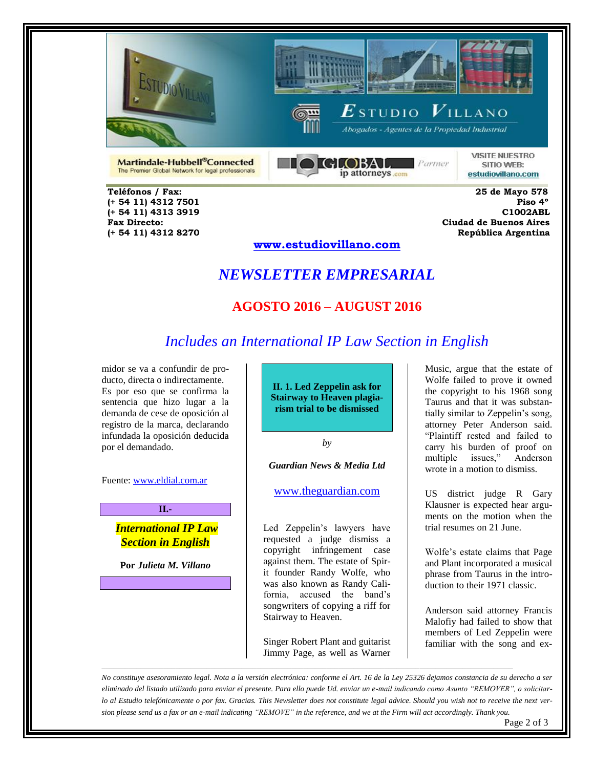Martindale-Hubbell® Connected
The Premier Global Network for legal professionals

GLOBAL ip attorneys .com Partner

VISITE NUESTRO SITIO WEB: estudiovillano.com

**Teléfonos / Fax:**
**(+ 54 11) 4312 7501**
**(+ 54 11) 4313 3919**
**Fax Directo:**
**(+ 54 11) 4312 8270**

**25 de Mayo 578**
**Piso 4º**
**C1002ABL**
**Ciudad de Buenos Aires**
**República Argentina**

**www.estudiovillano.com**

# *NEWSLETTER EMPRESARIAL*

## AGOSTO 2016 – AUGUST 2016

## *Includes an International IP Law Section in English*

midor se va a confundir de producto, directa o indirectamente. Es por eso que se confirma la sentencia que hizo lugar a la demanda de cese de oposición al registro de la marca, declarando infundada la oposición deducida por el demandado.

Fuente: www.eldial.com.ar

**II.-**

***International IP Law Section in English***

**Por *Julieta M. Villano***

### II. 1. Led Zeppelin ask for Stairway to Heaven plagiarism trial to be dismissed

*by*

***Guardian News & Media Ltd***

www.theguardian.com

Led Zeppelin's lawyers have requested a judge dismiss a copyright infringement case against them. The estate of Spirit founder Randy Wolfe, who was also known as Randy California, accused the band's songwriters of copying a riff for Stairway to Heaven.

Singer Robert Plant and guitarist Jimmy Page, as well as Warner Music, argue that the estate of Wolfe failed to prove it owned the copyright to his 1968 song Taurus and that it was substantially similar to Zeppelin's song, attorney Peter Anderson said. "Plaintiff rested and failed to carry his burden of proof on multiple issues," Anderson wrote in a motion to dismiss.

US district judge R Gary Klausner is expected hear arguments on the motion when the trial resumes on 21 June.

Wolfe's estate claims that Page and Plant incorporated a musical phrase from Taurus in the introduction to their 1971 classic.

Anderson said attorney Francis Malofiy had failed to show that members of Led Zeppelin were familiar with the song and ex-

*No constituye asesoramiento legal. Nota a la versión electrónica: conforme el Art. 16 de la Ley 25326 dejamos constancia de su derecho a ser eliminado del listado utilizado para enviar el presente. Para ello puede Ud. enviar un e-mail indicando como Asunto "REMOVER", o solicitarlo al Estudio telefónicamente o por fax. Gracias. This Newsletter does not constitute legal advice. Should you wish not to receive the next version please send us a fax or an e-mail indicating "REMOVE" in the reference, and we at the Firm will act accordingly. Thank you.*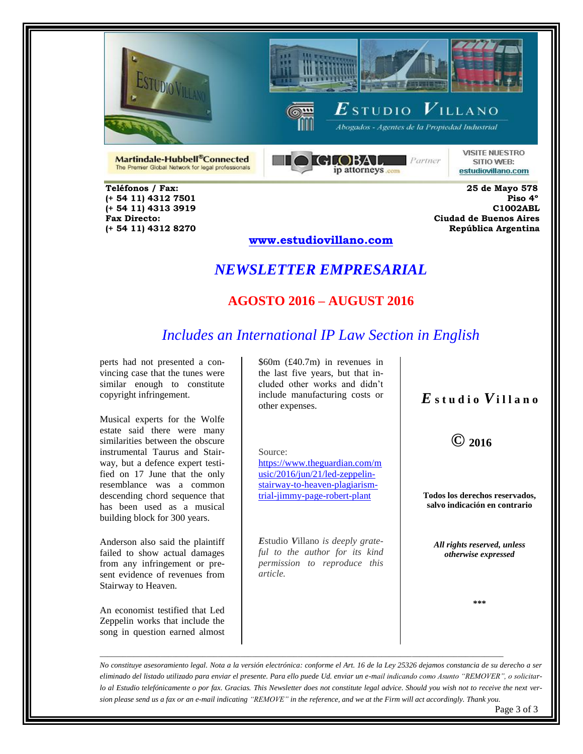Teléfonos / Fax:
(+ 54 11) 4312 7501
(+ 54 11) 4313 3919
Fax Directo:
(+ 54 11) 4312 8270

25 de Mayo 578
Piso 4º
C1002ABL
Ciudad de Buenos Aires
República Argentina

www.estudiovillano.com

# *NEWSLETTER EMPRESARIAL*

## AGOSTO 2016 – AUGUST 2016

## *Includes an International IP Law Section in English*

perts had not presented a convincing case that the tunes were similar enough to constitute copyright infringement.

Musical experts for the Wolfe estate said there were many similarities between the obscure instrumental Taurus and Stairway, but a defence expert testified on 17 June that the only resemblance was a common descending chord sequence that has been used as a musical building block for 300 years.

Anderson also said the plaintiff failed to show actual damages from any infringement or present evidence of revenues from Stairway to Heaven.

An economist testified that Led Zeppelin works that include the song in question earned almost $60m (£40.7m) in revenues in the last five years, but that included other works and didn't include manufacturing costs or other expenses.

Source:
https://www.theguardian.com/music/2016/jun/21/led-zeppelin-stairway-to-heaven-plagiarism-trial-jimmy-page-robert-plant

***E**studio **V**illano is deeply grateful to the author for its kind permission to reproduce this article.*

***E** s t u d i o **V** i l l a n o*

**© 2016**

**Todos los derechos reservados, salvo indicación en contrario**

***All rights reserved, unless otherwise expressed***

***

---

*No constituye asesoramiento legal. Nota a la versión electrónica: conforme el Art. 16 de la Ley 25326 dejamos constancia de su derecho a ser eliminado del listado utilizado para enviar el presente. Para ello puede Ud. enviar un e-mail indicando como Asunto "REMOVER", o solicitarlo al Estudio telefónicamente o por fax. Gracias. This Newsletter does not constitute legal advice. Should you wish not to receive the next version please send us a fax or an e-mail indicating "REMOVE" in the reference, and we at the Firm will act accordingly. Thank you.*